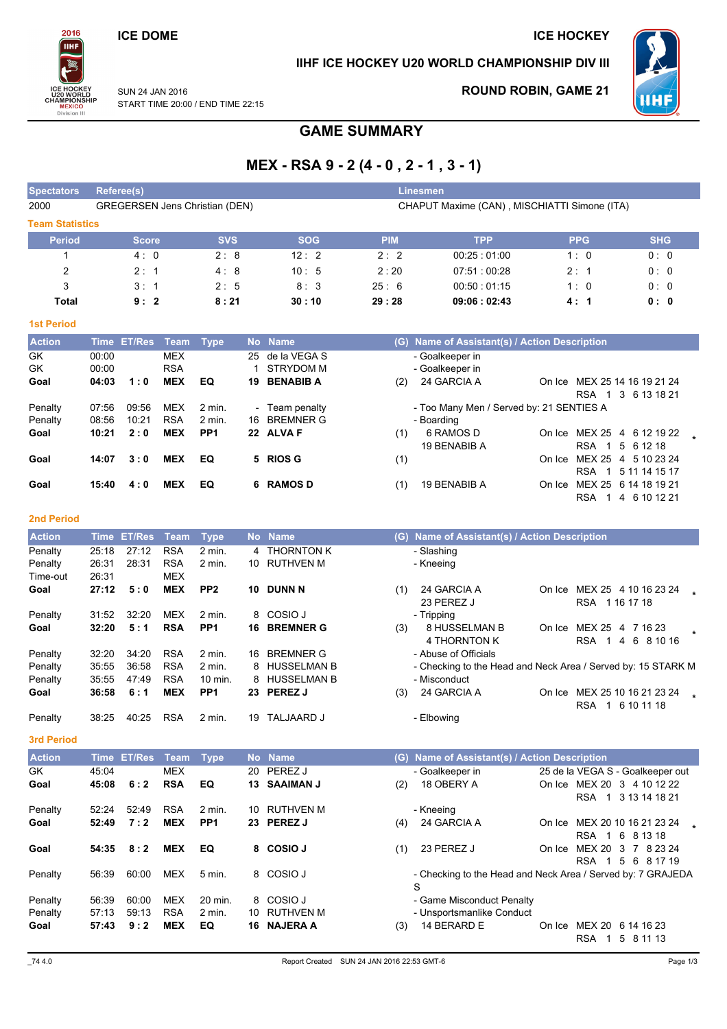ICE DOME

ICE HOCKEY

# IIHF ICE HOCKEY U20 WORLD CHAMPIONSHIP DIV III

SUN 24 JAN 2016
START TIME 20:00 / END TIME 22:15

ROUND ROBIN, GAME 21

## GAME SUMMARY

## MEX - RSA 9 - 2 (4 - 0 , 2 - 1 , 3 - 1)

| Spectators | Referee(s) | Linesmen |
|---|---|---|
| 2000 | GREGERSEN Jens Christian (DEN) | CHAPUT Maxime (CAN) , MISCHIATTI Simone (ITA) |

### Team Statistics

| Period | Score | SVS | SOG | PIM | TPP | PPG | SHG |
|---|---|---|---|---|---|---|---|
| 1 | 4 : 0 | 2 : 8 | 12 : 2 | 2 : 2 | 00:25 : 01:00 | 1 : 0 | 0 : 0 |
| 2 | 2 : 1 | 4 : 8 | 10 : 5 | 2 : 20 | 07:51 : 00:28 | 2 : 1 | 0 : 0 |
| 3 | 3 : 1 | 2 : 5 | 8 : 3 | 25 : 6 | 00:50 : 01:15 | 1 : 0 | 0 : 0 |
| **Total** | **9 : 2** | **8 : 21** | **30 : 10** | **29 : 28** | **09:06 : 02:43** | **4 : 1** | **0 : 0** |

### 1st Period

| Action | Time | ET/Res | Team | Type | No | Name | (G) | Name of Assistant(s) / Action Description | On Ice | |
|---|---|---|---|---|---|---|---|---|---|---|
| GK | 00:00 | | MEX | | 25 | de la VEGA S | | - Goalkeeper in | | |
| GK | 00:00 | | RSA | | 1 | STRYDOM M | | - Goalkeeper in | | |
| **Goal** | **04:03** | **1 : 0** | **MEX** | **EQ** | **19** | **BENABIB A** | (2) | 24 GARCIA A | MEX 25 14 16 19 21 24 / RSA 1 3 6 13 18 21 | |
| Penalty | 07:56 | 09:56 | MEX | 2 min. | - | Team penalty | | - Too Many Men / Served by: 21 SENTIES A | | |
| Penalty | 08:56 | 10:21 | RSA | 2 min. | 16 | BREMNER G | | - Boarding | | |
| **Goal** | **10:21** | **2 : 0** | **MEX** | **PP1** | **22** | **ALVA F** | (1) | 6 RAMOS D, 19 BENABIB A | MEX 25 4 6 12 19 22 / RSA 1 5 6 12 18 | * |
| **Goal** | **14:07** | **3 : 0** | **MEX** | **EQ** | **5** | **RIOS G** | (1) | | MEX 25 4 5 10 23 24 / RSA 1 5 11 14 15 17 | |
| **Goal** | **15:40** | **4 : 0** | **MEX** | **EQ** | **6** | **RAMOS D** | (1) | 19 BENABIB A | MEX 25 6 14 18 19 21 / RSA 1 4 6 10 12 21 | |

### 2nd Period

| Action | Time | ET/Res | Team | Type | No | Name | (G) | Name of Assistant(s) / Action Description | On Ice | |
|---|---|---|---|---|---|---|---|---|---|---|
| Penalty | 25:18 | 27:12 | RSA | 2 min. | 4 | THORNTON K | | - Slashing | | |
| Penalty | 26:31 | 28:31 | RSA | 2 min. | 10 | RUTHVEN M | | - Kneeing | | |
| Time-out | 26:31 | | MEX | | | | | | | |
| **Goal** | **27:12** | **5 : 0** | **MEX** | **PP2** | **10** | **DUNN N** | (1) | 24 GARCIA A, 23 PEREZ J | MEX 25 4 10 16 23 24 / RSA 1 16 17 18 | * |
| Penalty | 31:52 | 32:20 | MEX | 2 min. | 8 | COSIO J | | - Tripping | | |
| **Goal** | **32:20** | **5 : 1** | **RSA** | **PP1** | **16** | **BREMNER G** | (3) | 8 HUSSELMAN B, 4 THORNTON K | MEX 25 4 7 16 23 / RSA 1 4 6 8 10 16 | * |
| Penalty | 32:20 | 34:20 | RSA | 2 min. | 16 | BREMNER G | | - Abuse of Officials | | |
| Penalty | 35:55 | 36:58 | RSA | 2 min. | 8 | HUSSELMAN B | | - Checking to the Head and Neck Area / Served by: 15 STARK M | | |
| Penalty | 35:55 | 47:49 | RSA | 10 min. | 8 | HUSSELMAN B | | - Misconduct | | |
| **Goal** | **36:58** | **6 : 1** | **MEX** | **PP1** | **23** | **PEREZ J** | (3) | 24 GARCIA A | MEX 25 10 16 21 23 24 / RSA 1 6 10 11 18 | * |
| Penalty | 38:25 | 40:25 | RSA | 2 min. | 19 | TALJAARD J | | - Elbowing | | |

### 3rd Period

| Action | Time | ET/Res | Team | Type | No | Name | (G) | Name of Assistant(s) / Action Description | On Ice | |
|---|---|---|---|---|---|---|---|---|---|---|
| GK | 45:04 | | MEX | | 20 | PEREZ J | | - Goalkeeper in | 25 de la VEGA S - Goalkeeper out | |
| **Goal** | **45:08** | **6 : 2** | **RSA** | **EQ** | **13** | **SAAIMAN J** | (2) | 18 OBERY A | MEX 20 3 4 10 12 22 / RSA 1 3 13 14 18 21 | |
| Penalty | 52:24 | 52:49 | RSA | 2 min. | 10 | RUTHVEN M | | - Kneeing | | |
| **Goal** | **52:49** | **7 : 2** | **MEX** | **PP1** | **23** | **PEREZ J** | (4) | 24 GARCIA A | MEX 20 10 16 21 23 24 / RSA 1 6 8 13 18 | * |
| **Goal** | **54:35** | **8 : 2** | **MEX** | **EQ** | **8** | **COSIO J** | (1) | 23 PEREZ J | MEX 20 3 7 8 23 24 / RSA 1 5 6 8 17 19 | |
| Penalty | 56:39 | 60:00 | MEX | 5 min. | 8 | COSIO J | | - Checking to the Head and Neck Area / Served by: 7 GRAJEDA S | | |
| Penalty | 56:39 | 60:00 | MEX | 20 min. | 8 | COSIO J | | - Game Misconduct Penalty | | |
| Penalty | 57:13 | 59:13 | RSA | 2 min. | 10 | RUTHVEN M | | - Unsportsmanlike Conduct | | |
| **Goal** | **57:43** | **9 : 2** | **MEX** | **EQ** | **16** | **NAJERA A** | (3) | 14 BERARD E | MEX 20 6 14 16 23 / RSA 1 5 8 11 13 | |

_74 4.0 Report Created SUN 24 JAN 2016 22:53 GMT-6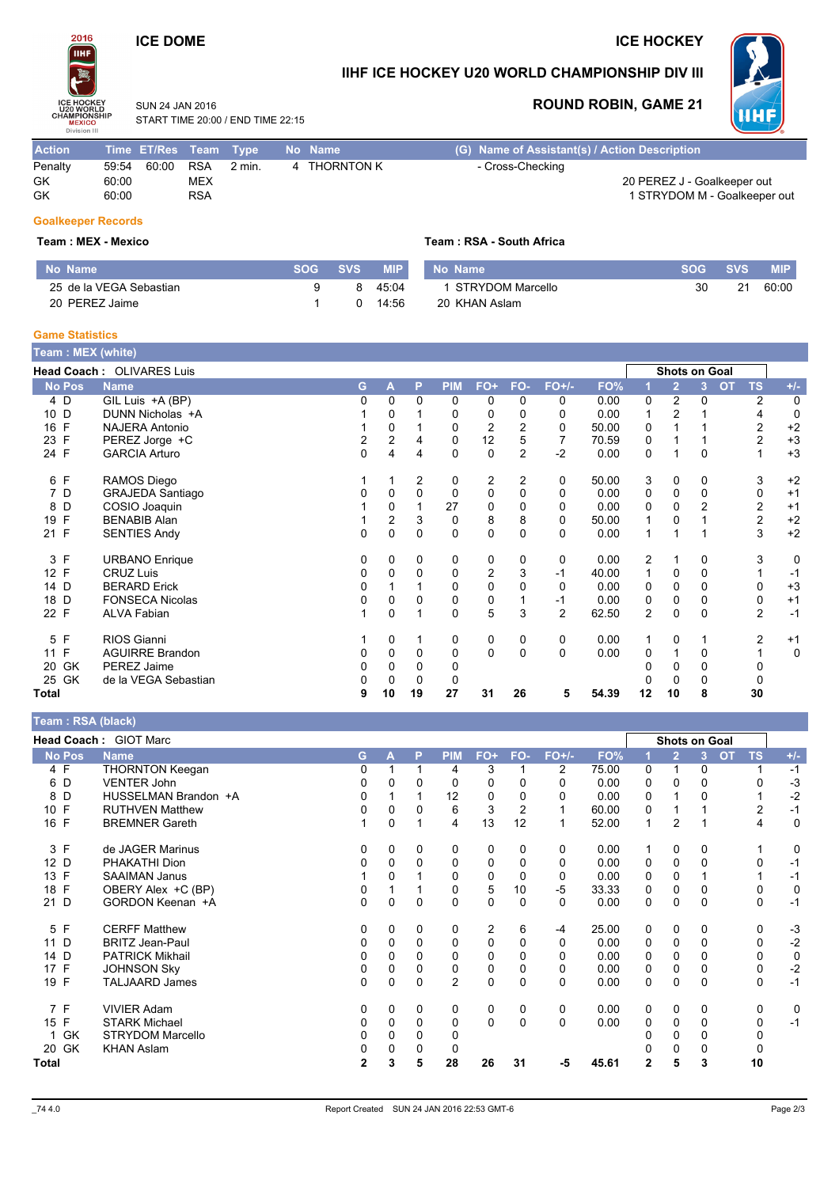ICE DOME

ICE HOCKEY

# IIHF ICE HOCKEY U20 WORLD CHAMPIONSHIP DIV III

SUN 24 JAN 2016
START TIME 20:00 / END TIME 22:15

## ROUND ROBIN, GAME 21

| Action | Time | ET/Res | Team | Type | No | Name | (G) Name of Assistant(s) / Action Description |
|---|---|---|---|---|---|---|---|
| Penalty | 59:54 | 60:00 | RSA | 2 min. | 4 | THORNTON K | - Cross-Checking |
| GK | 60:00 | | MEX | | | | 20 PEREZ J - Goalkeeper out |
| GK | 60:00 | | RSA | | | | 1 STRYDOM M - Goalkeeper out |

### Goalkeeper Records

**Team : MEX - Mexico**

| No | Name | SOG | SVS | MIP |
|---|---|---|---|---|
| 25 | de la VEGA Sebastian | 9 | 8 | 45:04 |
| 20 | PEREZ Jaime | 1 | 0 | 14:56 |

**Team : RSA - South Africa**

| No | Name | SOG | SVS | MIP |
|---|---|---|---|---|
| 1 | STRYDOM Marcello | 30 | 21 | 60:00 |
| 20 | KHAN Aslam | | | |

### Game Statistics

**Team : MEX (white)**

**Head Coach :** OLIVARES Luis

| No | Pos | Name | G | A | P | PIM | FO+ | FO- | FO+/- | FO% | 1 | 2 | 3 | OT | TS | +/- |
|---|---|---|---|---|---|---|---|---|---|---|---|---|---|---|---|---|
| 4 | D | GIL Luis +A (BP) | 0 | 0 | 0 | 0 | 0 | 0 | 0 | 0.00 | 0 | 2 | 0 | | 2 | 0 |
| 10 | D | DUNN Nicholas +A | 1 | 0 | 1 | 0 | 0 | 0 | 0 | 0.00 | 1 | 2 | 1 | | 4 | 0 |
| 16 | F | NAJERA Antonio | 1 | 0 | 1 | 0 | 2 | 2 | 0 | 50.00 | 0 | 1 | 1 | | 2 | +2 |
| 23 | F | PEREZ Jorge +C | 2 | 2 | 4 | 0 | 12 | 5 | 7 | 70.59 | 0 | 1 | 1 | | 2 | +3 |
| 24 | F | GARCIA Arturo | 0 | 4 | 4 | 0 | 0 | 2 | -2 | 0.00 | 0 | 1 | 0 | | 1 | +3 |
| 6 | F | RAMOS Diego | 1 | 1 | 2 | 0 | 2 | 2 | 0 | 50.00 | 3 | 0 | 0 | | 3 | +2 |
| 7 | D | GRAJEDA Santiago | 0 | 0 | 0 | 0 | 0 | 0 | 0 | 0.00 | 0 | 0 | 0 | | 0 | +1 |
| 8 | D | COSIO Joaquin | 1 | 0 | 1 | 27 | 0 | 0 | 0 | 0.00 | 0 | 0 | 2 | | 2 | +1 |
| 19 | F | BENABIB Alan | 1 | 2 | 3 | 0 | 8 | 8 | 0 | 50.00 | 1 | 0 | 1 | | 2 | +2 |
| 21 | F | SENTIES Andy | 0 | 0 | 0 | 0 | 0 | 0 | 0 | 0.00 | 1 | 1 | 1 | | 3 | +2 |
| 3 | F | URBANO Enrique | 0 | 0 | 0 | 0 | 0 | 0 | 0 | 0.00 | 2 | 1 | 0 | | 3 | 0 |
| 12 | F | CRUZ Luis | 0 | 0 | 0 | 0 | 2 | 3 | -1 | 40.00 | 1 | 0 | 0 | | 1 | -1 |
| 14 | D | BERARD Erick | 0 | 1 | 1 | 0 | 0 | 0 | 0 | 0.00 | 0 | 0 | 0 | | 0 | +3 |
| 18 | D | FONSECA Nicolas | 0 | 0 | 0 | 0 | 0 | 1 | -1 | 0.00 | 0 | 0 | 0 | | 0 | +1 |
| 22 | F | ALVA Fabian | 1 | 0 | 1 | 0 | 5 | 3 | 2 | 62.50 | 2 | 0 | 0 | | 2 | -1 |
| 5 | F | RIOS Gianni | 1 | 0 | 1 | 0 | 0 | 0 | 0 | 0.00 | 1 | 0 | 1 | | 2 | +1 |
| 11 | F | AGUIRRE Brandon | 0 | 0 | 0 | 0 | 0 | 0 | 0 | 0.00 | 0 | 1 | 0 | | 1 | 0 |
| 20 | GK | PEREZ Jaime | 0 | 0 | 0 | 0 | | | | | 0 | 0 | 0 | | 0 | |
| 25 | GK | de la VEGA Sebastian | 0 | 0 | 0 | 0 | | | | | 0 | 0 | 0 | | 0 | |
| **Total** | | | **9** | **10** | **19** | **27** | **31** | **26** | **5** | **54.39** | **12** | **10** | **8** | | **30** | |

**Team : RSA (black)**

**Head Coach :** GIOT Marc

| No | Pos | Name | G | A | P | PIM | FO+ | FO- | FO+/- | FO% | 1 | 2 | 3 | OT | TS | +/- |
|---|---|---|---|---|---|---|---|---|---|---|---|---|---|---|---|---|
| 4 | F | THORNTON Keegan | 0 | 1 | 1 | 4 | 3 | 1 | 2 | 75.00 | 0 | 1 | 0 | | 1 | -1 |
| 6 | D | VENTER John | 0 | 0 | 0 | 0 | 0 | 0 | 0 | 0.00 | 0 | 0 | 0 | | 0 | -3 |
| 8 | D | HUSSELMAN Brandon +A | 0 | 1 | 1 | 12 | 0 | 0 | 0 | 0.00 | 0 | 1 | 0 | | 1 | -2 |
| 10 | F | RUTHVEN Matthew | 0 | 0 | 0 | 6 | 3 | 2 | 1 | 60.00 | 0 | 1 | 1 | | 2 | -1 |
| 16 | F | BREMNER Gareth | 1 | 0 | 1 | 4 | 13 | 12 | 1 | 52.00 | 1 | 2 | 1 | | 4 | 0 |
| 3 | F | de JAGER Marinus | 0 | 0 | 0 | 0 | 0 | 0 | 0 | 0.00 | 1 | 0 | 0 | | 1 | 0 |
| 12 | D | PHAKATHI Dion | 0 | 0 | 0 | 0 | 0 | 0 | 0 | 0.00 | 0 | 0 | 0 | | 0 | -1 |
| 13 | F | SAAIMAN Janus | 1 | 0 | 1 | 0 | 0 | 0 | 0 | 0.00 | 0 | 0 | 1 | | 1 | -1 |
| 18 | F | OBERY Alex +C (BP) | 0 | 1 | 1 | 0 | 5 | 10 | -5 | 33.33 | 0 | 0 | 0 | | 0 | 0 |
| 21 | D | GORDON Keenan +A | 0 | 0 | 0 | 0 | 0 | 0 | 0 | 0.00 | 0 | 0 | 0 | | 0 | -1 |
| 5 | F | CERFF Matthew | 0 | 0 | 0 | 0 | 2 | 6 | -4 | 25.00 | 0 | 0 | 0 | | 0 | -3 |
| 11 | D | BRITZ Jean-Paul | 0 | 0 | 0 | 0 | 0 | 0 | 0 | 0.00 | 0 | 0 | 0 | | 0 | -2 |
| 14 | D | PATRICK Mikhail | 0 | 0 | 0 | 0 | 0 | 0 | 0 | 0.00 | 0 | 0 | 0 | | 0 | 0 |
| 17 | F | JOHNSON Sky | 0 | 0 | 0 | 0 | 0 | 0 | 0 | 0.00 | 0 | 0 | 0 | | 0 | -2 |
| 19 | F | TALJAARD James | 0 | 0 | 0 | 2 | 0 | 0 | 0 | 0.00 | 0 | 0 | 0 | | 0 | -1 |
| 7 | F | VIVIER Adam | 0 | 0 | 0 | 0 | 0 | 0 | 0 | 0.00 | 0 | 0 | 0 | | 0 | 0 |
| 15 | F | STARK Michael | 0 | 0 | 0 | 0 | 0 | 0 | 0 | 0.00 | 0 | 0 | 0 | | 0 | -1 |
| 1 | GK | STRYDOM Marcello | 0 | 0 | 0 | 0 | | | | | 0 | 0 | 0 | | 0 | |
| 20 | GK | KHAN Aslam | 0 | 0 | 0 | 0 | | | | | 0 | 0 | 0 | | 0 | |
| **Total** | | | **2** | **3** | **5** | **28** | **26** | **31** | **-5** | **45.61** | **2** | **5** | **3** | | **10** | |

_74 4.0 Report Created SUN 24 JAN 2016 22:53 GMT-6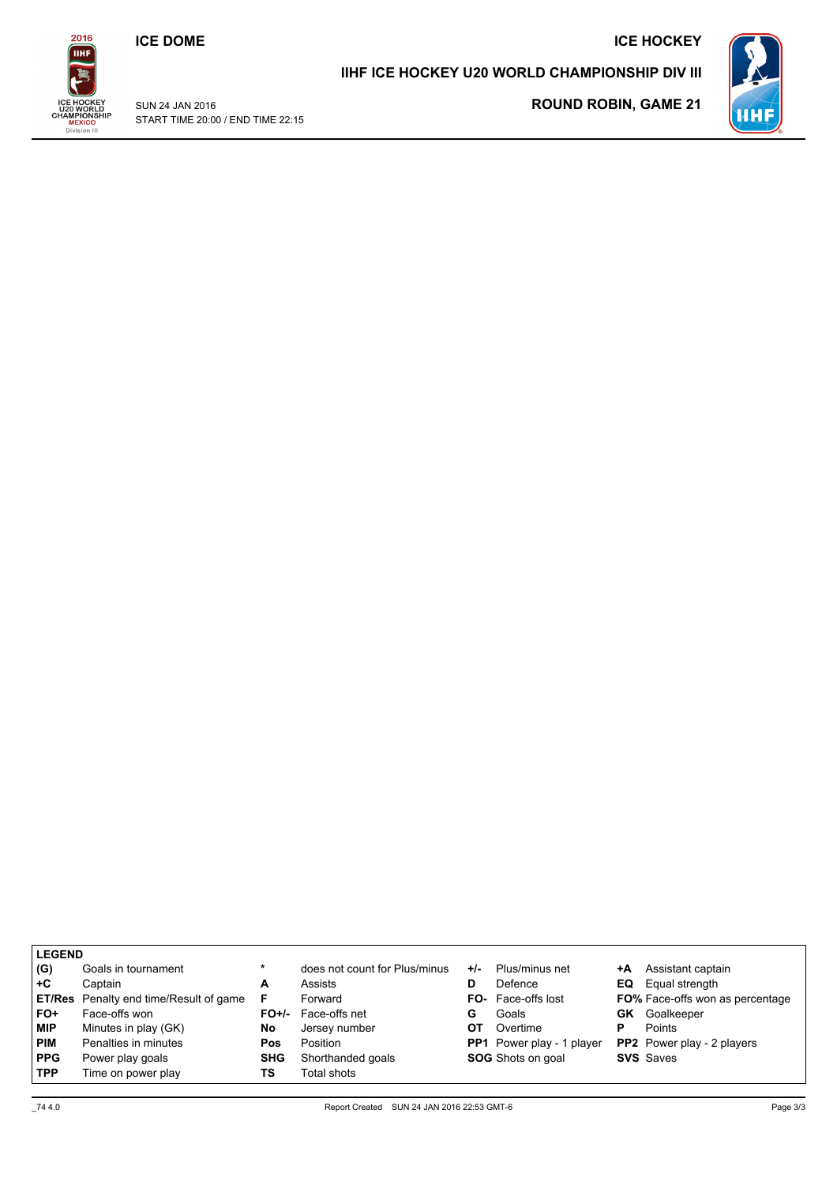| LEGEND | | | | | | | |
|---|---|---|---|---|---|---|---|
| (G) | Goals in tournament | * | does not count for Plus/minus | +/- | Plus/minus net | +A | Assistant captain |
| +C | Captain | A | Assists | D | Defence | EQ | Equal strength |
| ET/Res | Penalty end time/Result of game | F | Forward | FO- | Face-offs lost | FO% | Face-offs won as percentage |
| FO+ | Face-offs won | FO+/- | Face-offs net | G | Goals | GK | Goalkeeper |
| MIP | Minutes in play (GK) | No | Jersey number | OT | Overtime | P | Points |
| PIM | Penalties in minutes | Pos | Position | PP1 | Power play - 1 player | PP2 | Power play - 2 players |
| PPG | Power play goals | SHG | Shorthanded goals | SOG | Shots on goal | SVS | Saves |
| TPP | Time on power play | TS | Total shots | | | | |

_74 4.0 Report Created SUN 24 JAN 2016 22:53 GMT-6